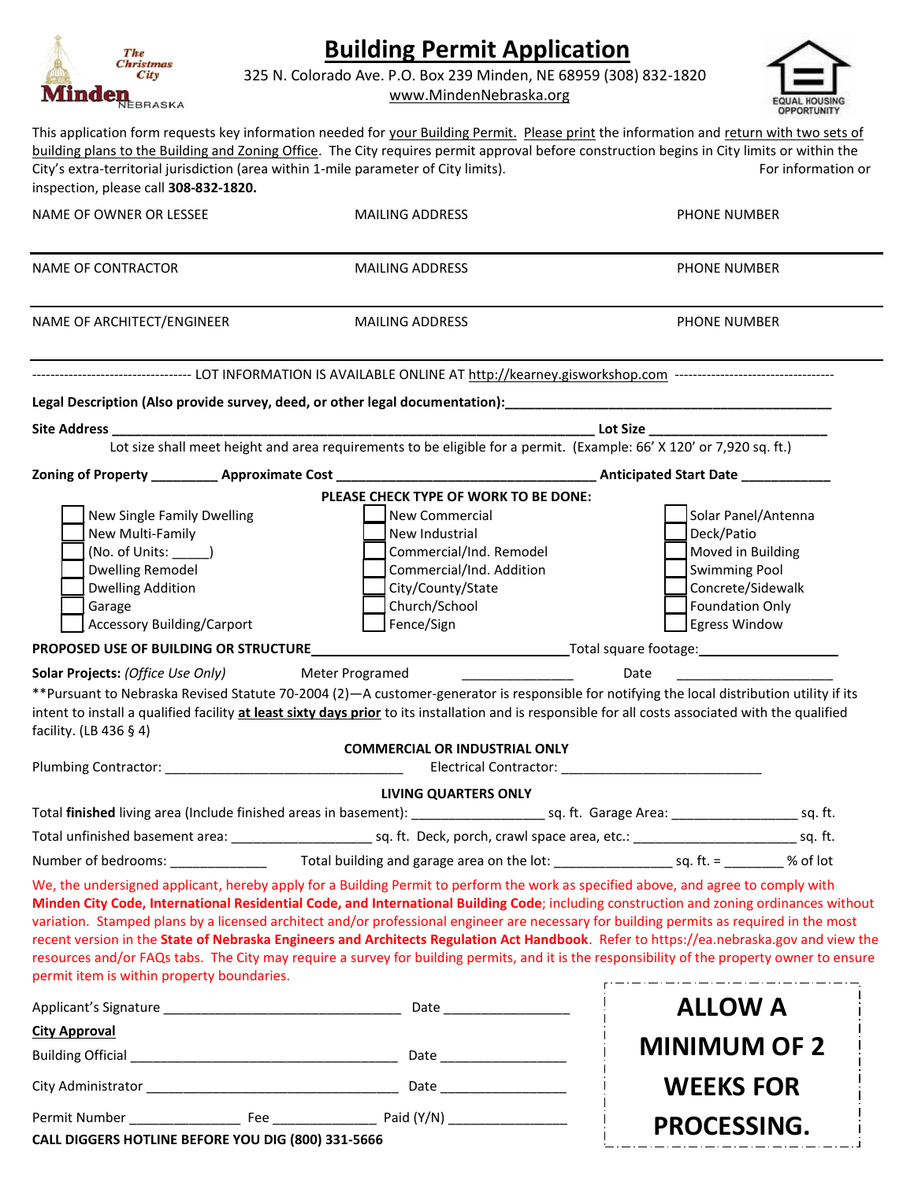# Building Permit Application

325 N. Colorado Ave. P.O. Box 239 Minden, NE 68959 (308) 832-1820
www.MindenNebraska.org

This application form requests key information needed for your Building Permit. Please print the information and return with two sets of building plans to the Building and Zoning Office. The City requires permit approval before construction begins in City limits or within the City's extra-territorial jurisdiction (area within 1-mile parameter of City limits). For information or inspection, please call **308-832-1820.**

| NAME OF OWNER OR LESSEE | MAILING ADDRESS | PHONE NUMBER |
|---|---|---|
| | | |
| NAME OF CONTRACTOR | MAILING ADDRESS | PHONE NUMBER |
| | | |
| NAME OF ARCHITECT/ENGINEER | MAILING ADDRESS | PHONE NUMBER |
| | | |

----------------------------------- LOT INFORMATION IS AVAILABLE ONLINE AT http://kearney.gisworkshop.com -----------------------------------

**Legal Description (Also provide survey, deed, or other legal documentation):**_____________________________________________

**Site Address** ______________________________________________________________ **Lot Size** ________________________

Lot size shall meet height and area requirements to be eligible for a permit. (Example: 66' X 120' or 7,920 sq. ft.)

**Zoning of Property** _________ **Approximate Cost** __________________________________ **Anticipated Start Date** ____________

**PLEASE CHECK TYPE OF WORK TO BE DONE:**

| | | |
|---|---|---|
| ☐ New Single Family Dwelling | ☐ New Commercial | ☐ Solar Panel/Antenna |
| ☐ New Multi-Family | ☐ New Industrial | ☐ Deck/Patio |
| ☐ (No. of Units: _____) | ☐ Commercial/Ind. Remodel | ☐ Moved in Building |
| ☐ Dwelling Remodel | ☐ Commercial/Ind. Addition | ☐ Swimming Pool |
| ☐ Dwelling Addition | ☐ City/County/State | ☐ Concrete/Sidewalk |
| ☐ Garage | ☐ Church/School | ☐ Foundation Only |
| ☐ Accessory Building/Carport | ☐ Fence/Sign | ☐ Egress Window |

**PROPOSED USE OF BUILDING OR STRUCTURE**________________________________Total square footage:__________________

**Solar Projects:** *(Office Use Only)* Meter Programed _______________ Date ______________________

**Pursuant to Nebraska Revised Statute 70-2004 (2)—A customer-generator is responsible for notifying the local distribution utility if its intent to install a qualified facility **at least sixty days prior** to its installation and is responsible for all costs associated with the qualified facility. (LB 436 § 4)

**COMMERCIAL OR INDUSTRIAL ONLY**

Plumbing Contractor: ________________________________ Electrical Contractor: ____________________________

**LIVING QUARTERS ONLY**

Total **finished** living area (Include finished areas in basement): _________________ sq. ft. Garage Area: _________________ sq. ft.

Total unfinished basement area: ___________________ sq. ft. Deck, porch, crawl space area, etc.: ______________________ sq. ft.

Number of bedrooms: _____________ Total building and garage area on the lot: ________________ sq. ft. = ________ % of lot

We, the undersigned applicant, hereby apply for a Building Permit to perform the work as specified above, and agree to comply with **Minden City Code, International Residential Code, and International Building Code**; including construction and zoning ordinances without variation. Stamped plans by a licensed architect and/or professional engineer are necessary for building permits as required in the most recent version in the **State of Nebraska Engineers and Architects Regulation Act Handbook**. Refer to https://ea.nebraska.gov and view the resources and/or FAQs tabs. The City may require a survey for building permits, and it is the responsibility of the property owner to ensure permit item is within property boundaries.

Applicant's Signature _______________________________ Date _________________

**City Approval**

Building Official ___________________________________ Date _________________

City Administrator _________________________________ Date _________________

Permit Number _______________ Fee ______________ Paid (Y/N) ________________

**CALL DIGGERS HOTLINE BEFORE YOU DIG (800) 331-5666**

**ALLOW A MINIMUM OF 2 WEEKS FOR PROCESSING.**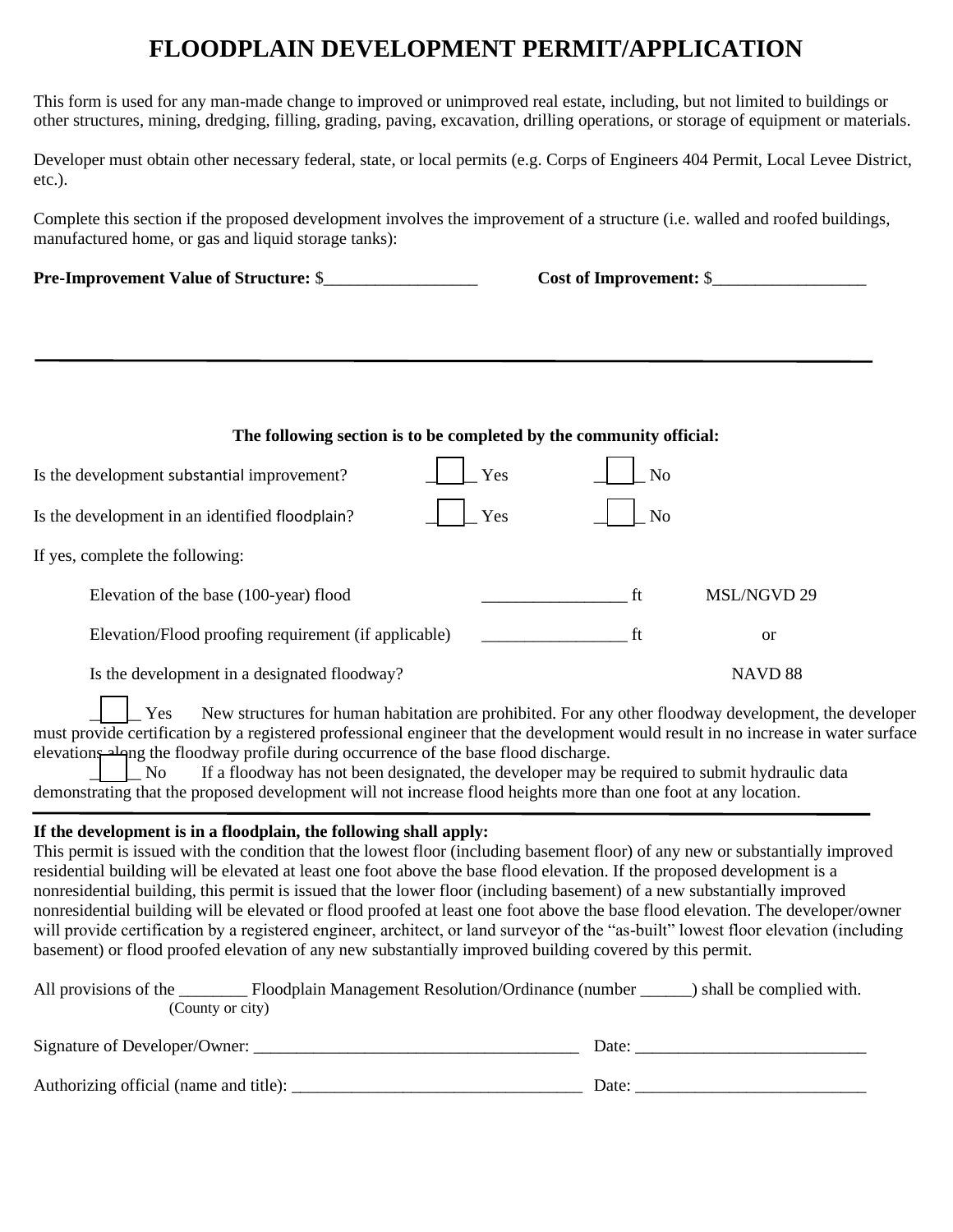# FLOODPLAIN DEVELOPMENT PERMIT/APPLICATION

This form is used for any man-made change to improved or unimproved real estate, including, but not limited to buildings or other structures, mining, dredging, filling, grading, paving, excavation, drilling operations, or storage of equipment or materials.

Developer must obtain other necessary federal, state, or local permits (e.g. Corps of Engineers 404 Permit, Local Levee District, etc.).

Complete this section if the proposed development involves the improvement of a structure (i.e. walled and roofed buildings, manufactured home, or gas and liquid storage tanks):

**Pre-Improvement Value of Structure:** $__________________ **Cost of Improvement:** $__________________

---

**The following section is to be completed by the community official:**

Is the development substantial improvement? ☐ Yes ☐ No

Is the development in an identified floodplain? ☐ Yes ☐ No

If yes, complete the following:

Elevation of the base (100-year) flood _________________ ft MSL/NGVD 29

Elevation/Flood proofing requirement (if applicable) _________________ ft or

Is the development in a designated floodway? NAVD 88

☐ Yes New structures for human habitation are prohibited. For any other floodway development, the developer must provide certification by a registered professional engineer that the development would result in no increase in water surface elevations along the floodway profile during occurrence of the base flood discharge.

☐ No If a floodway has not been designated, the developer may be required to submit hydraulic data demonstrating that the proposed development will not increase flood heights more than one foot at any location.

---

**If the development is in a floodplain, the following shall apply:**

This permit is issued with the condition that the lowest floor (including basement floor) of any new or substantially improved residential building will be elevated at least one foot above the base flood elevation. If the proposed development is a nonresidential building, this permit is issued that the lower floor (including basement) of a new substantially improved nonresidential building will be elevated or flood proofed at least one foot above the base flood elevation. The developer/owner will provide certification by a registered engineer, architect, or land surveyor of the "as-built" lowest floor elevation (including basement) or flood proofed elevation of any new substantially improved building covered by this permit.

All provisions of the ________ Floodplain Management Resolution/Ordinance (number ______) shall be complied with.
(County or city)

Signature of Developer/Owner: ______________________________________ Date: ___________________________

Authorizing official (name and title): _________________________________ Date: ___________________________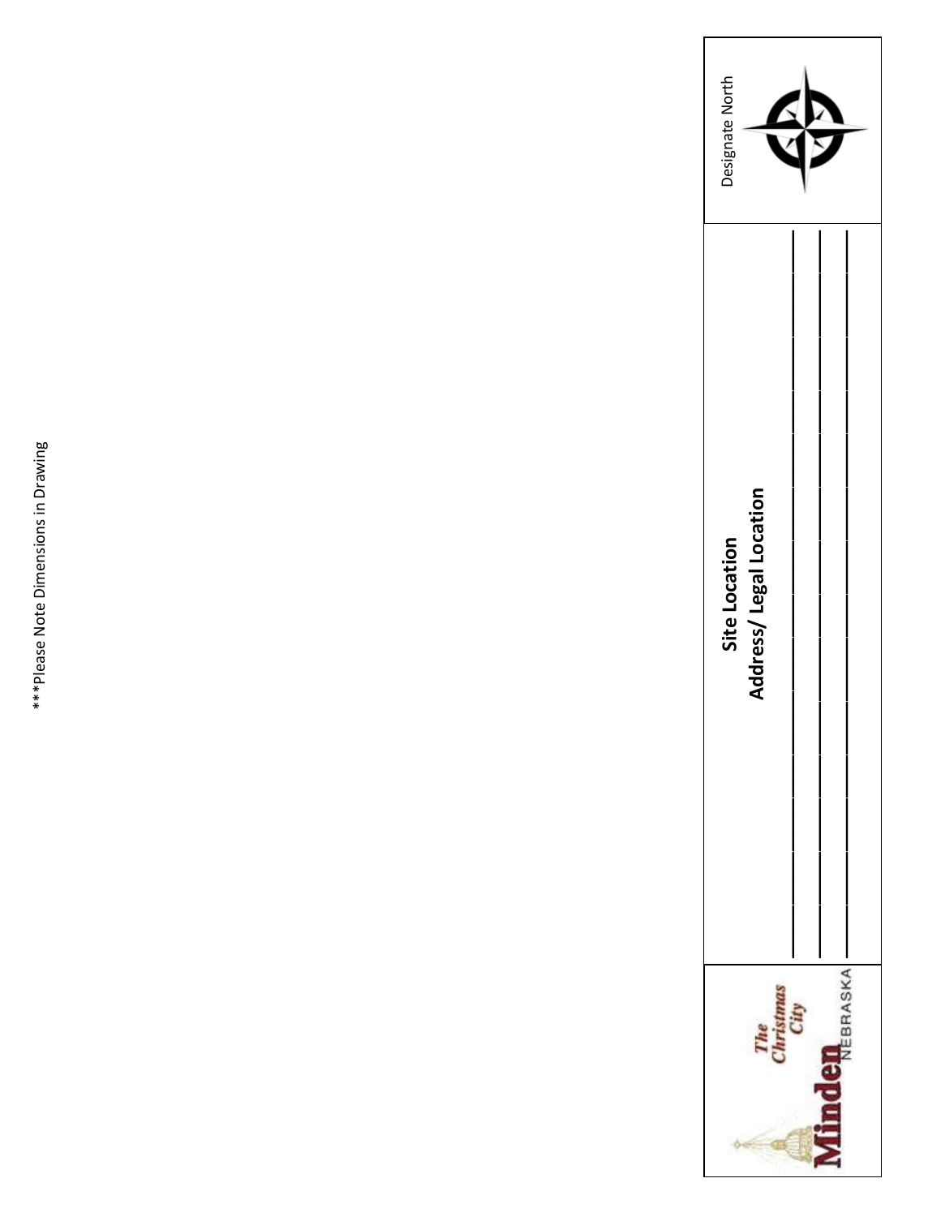***Please Note Dimensions in Drawing

The Christmas City

Minden NEBRASKA

**Site Location**

**Address/ Legal Location**

\_\_\_\_\_\_\_\_\_\_\_\_\_\_\_\_\_\_\_\_\_\_\_\_\_\_\_\_\_\_\_\_\_\_\_\_\_\_\_\_

\_\_\_\_\_\_\_\_\_\_\_\_\_\_\_\_\_\_\_\_\_\_\_\_\_\_\_\_\_\_\_\_\_\_\_\_\_\_\_\_

\_\_\_\_\_\_\_\_\_\_\_\_\_\_\_\_\_\_\_\_\_\_\_\_\_\_\_\_\_\_\_\_\_\_\_\_\_\_\_\_

Designate North